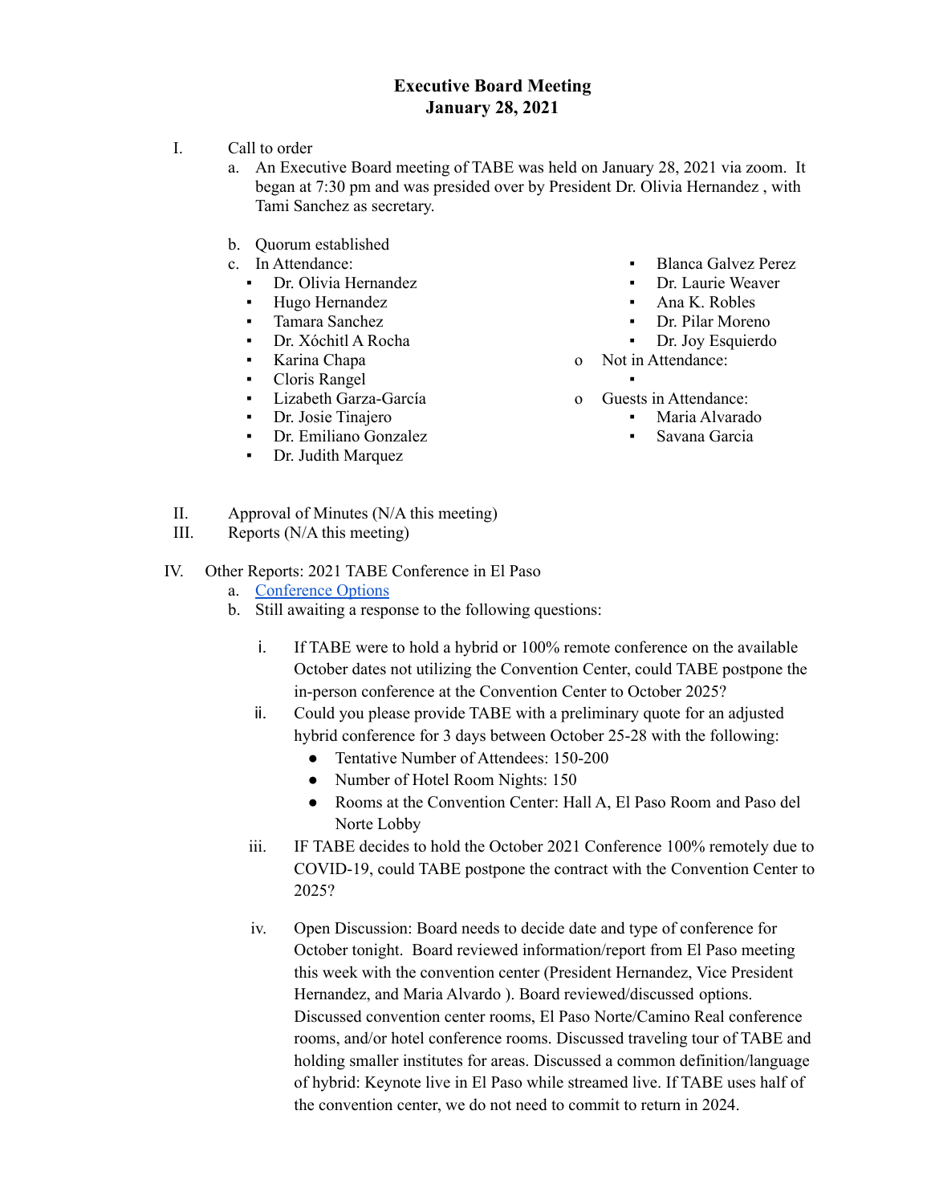# Executive Board Meeting
## January 28, 2021

I. Call to order

a. An Executive Board meeting of TABE was held on January 28, 2021 via zoom. It began at 7:30 pm and was presided over by President Dr. Olivia Hernandez , with Tami Sanchez as secretary.

b. Quorum established

c. In Attendance:
- Dr. Olivia Hernandez
- Hugo Hernandez
- Tamara Sanchez
- Dr. Xóchitl A Rocha
- Karina Chapa
- Cloris Rangel
- Lizabeth Garza-García
- Dr. Josie Tinajero
- Dr. Emiliano Gonzalez
- Dr. Judith Marquez
- Blanca Galvez Perez
- Dr. Laurie Weaver
- Ana K. Robles
- Dr. Pilar Moreno
- Dr. Joy Esquierdo

o Not in Attendance:
- 

o Guests in Attendance:
- Maria Alvarado
- Savana Garcia

II. Approval of Minutes (N/A this meeting)

III. Reports (N/A this meeting)

IV. Other Reports: 2021 TABE Conference in El Paso

a. [Conference Options]

b. Still awaiting a response to the following questions:

i. If TABE were to hold a hybrid or 100% remote conference on the available October dates not utilizing the Convention Center, could TABE postpone the in-person conference at the Convention Center to October 2025?

ii. Could you please provide TABE with a preliminary quote for an adjusted hybrid conference for 3 days between October 25-28 with the following:
- Tentative Number of Attendees: 150-200
- Number of Hotel Room Nights: 150
- Rooms at the Convention Center: Hall A, El Paso Room and Paso del Norte Lobby

iii. IF TABE decides to hold the October 2021 Conference 100% remotely due to COVID-19, could TABE postpone the contract with the Convention Center to 2025?

iv. Open Discussion: Board needs to decide date and type of conference for October tonight. Board reviewed information/report from El Paso meeting this week with the convention center (President Hernandez, Vice President Hernandez, and Maria Alvardo ). Board reviewed/discussed options. Discussed convention center rooms, El Paso Norte/Camino Real conference rooms, and/or hotel conference rooms. Discussed traveling tour of TABE and holding smaller institutes for areas. Discussed a common definition/language of hybrid: Keynote live in El Paso while streamed live. If TABE uses half of the convention center, we do not need to commit to return in 2024.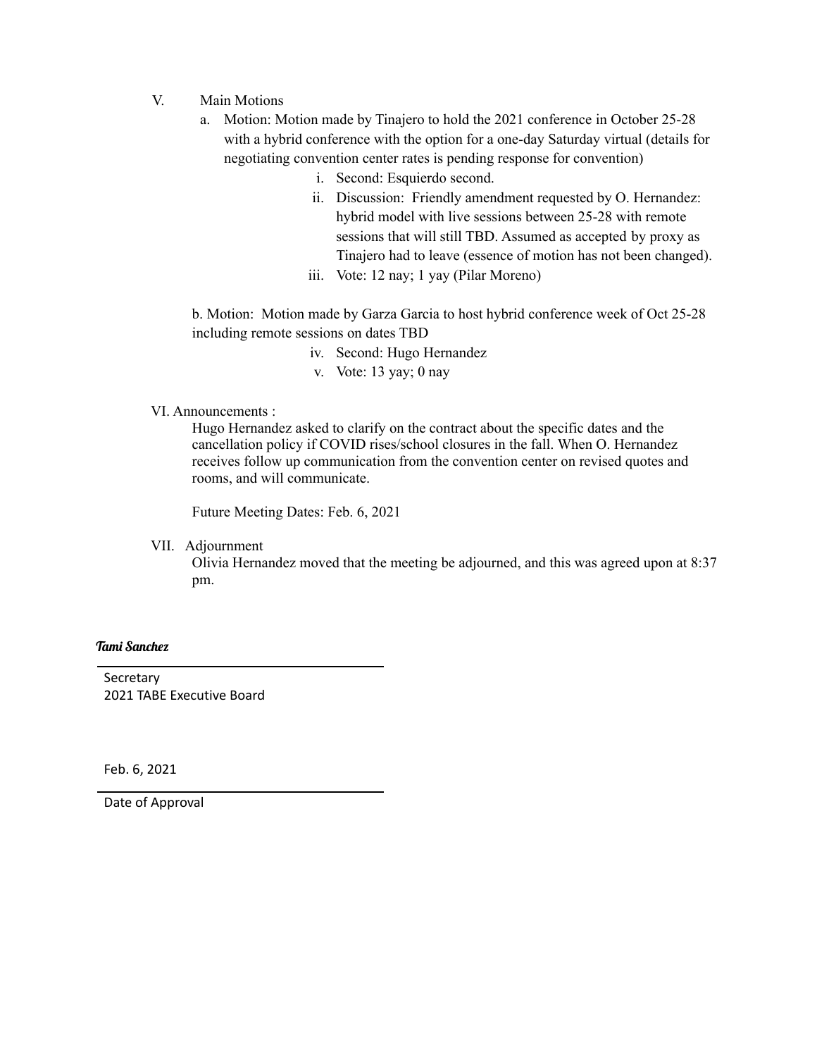V. Main Motions

a. Motion: Motion made by Tinajero to hold the 2021 conference in October 25-28 with a hybrid conference with the option for a one-day Saturday virtual (details for negotiating convention center rates is pending response for convention)

i. Second: Esquierdo second.
ii. Discussion: Friendly amendment requested by O. Hernandez: hybrid model with live sessions between 25-28 with remote sessions that will still TBD. Assumed as accepted by proxy as Tinajero had to leave (essence of motion has not been changed).
iii. Vote: 12 nay; 1 yay (Pilar Moreno)

b. Motion: Motion made by Garza Garcia to host hybrid conference week of Oct 25-28 including remote sessions on dates TBD

iv. Second: Hugo Hernandez
v. Vote: 13 yay; 0 nay

VI. Announcements :

Hugo Hernandez asked to clarify on the contract about the specific dates and the cancellation policy if COVID rises/school closures in the fall. When O. Hernandez receives follow up communication from the convention center on revised quotes and rooms, and will communicate.

Future Meeting Dates: Feb. 6, 2021

VII. Adjournment

Olivia Hernandez moved that the meeting be adjourned, and this was agreed upon at 8:37 pm.

*Tami Sanchez*

Secretary
2021 TABE Executive Board

Feb. 6, 2021

Date of Approval